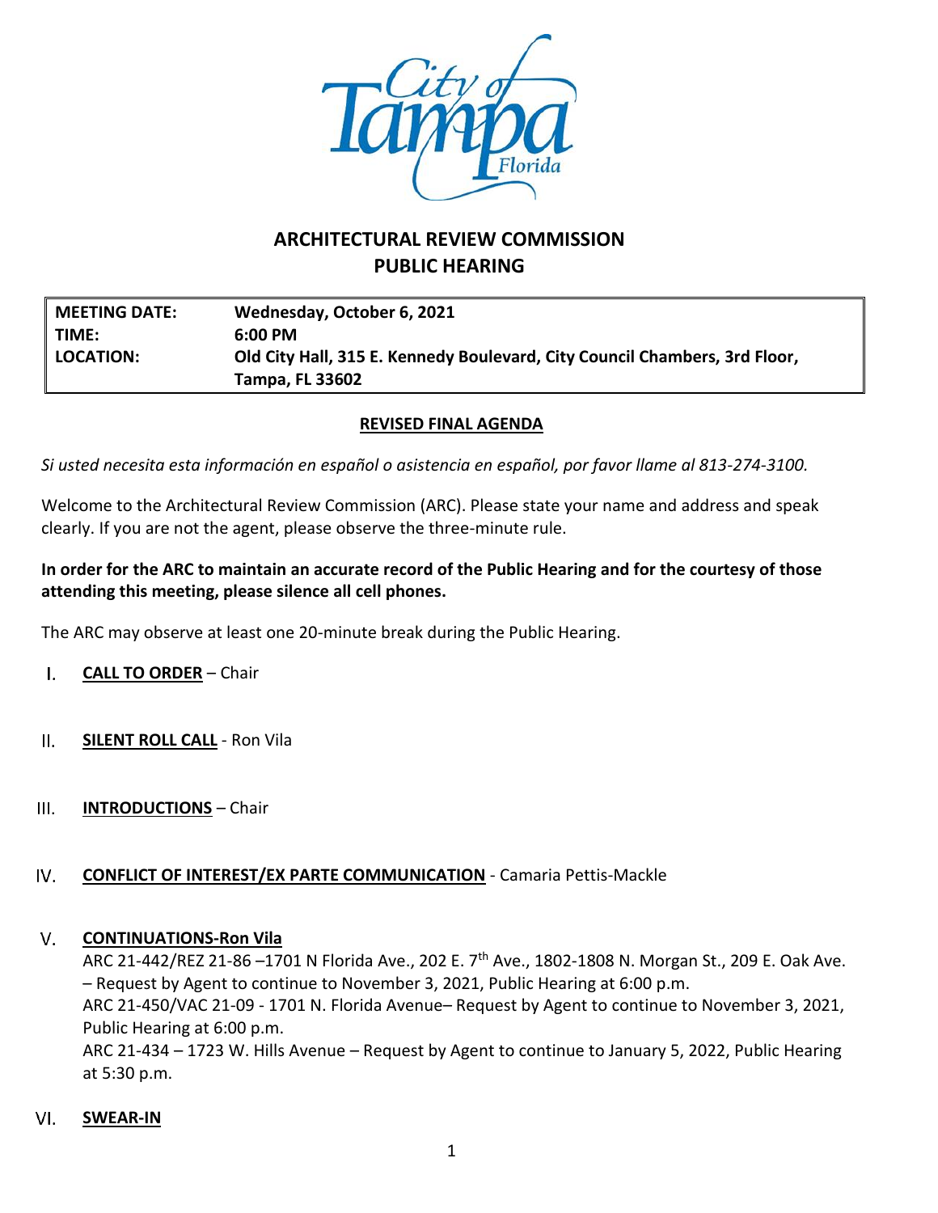# ARCHITECTURAL REVIEW COMMISSION
## PUBLIC HEARING

| | |
|---|---|
| **MEETING DATE:** | **Wednesday, October 6, 2021** |
| **TIME:** | **6:00 PM** |
| **LOCATION:** | **Old City Hall, 315 E. Kennedy Boulevard, City Council Chambers, 3rd Floor, Tampa, FL 33602** |

**REVISED FINAL AGENDA**

*Si usted necesita esta información en español o asistencia en español, por favor llame al 813-274-3100.*

Welcome to the Architectural Review Commission (ARC). Please state your name and address and speak clearly. If you are not the agent, please observe the three-minute rule.

**In order for the ARC to maintain an accurate record of the Public Hearing and for the courtesy of those attending this meeting, please silence all cell phones.**

The ARC may observe at least one 20-minute break during the Public Hearing.

I. **CALL TO ORDER** – Chair

II. **SILENT ROLL CALL** - Ron Vila

III. **INTRODUCTIONS** – Chair

IV. **CONFLICT OF INTEREST/EX PARTE COMMUNICATION** - Camaria Pettis-Mackle

V. **CONTINUATIONS-Ron Vila**
ARC 21-442/REZ 21-86 –1701 N Florida Ave., 202 E. 7th Ave., 1802-1808 N. Morgan St., 209 E. Oak Ave. – Request by Agent to continue to November 3, 2021, Public Hearing at 6:00 p.m.
ARC 21-450/VAC 21-09 - 1701 N. Florida Avenue– Request by Agent to continue to November 3, 2021, Public Hearing at 6:00 p.m.
ARC 21-434 – 1723 W. Hills Avenue – Request by Agent to continue to January 5, 2022, Public Hearing at 5:30 p.m.

VI. **SWEAR-IN**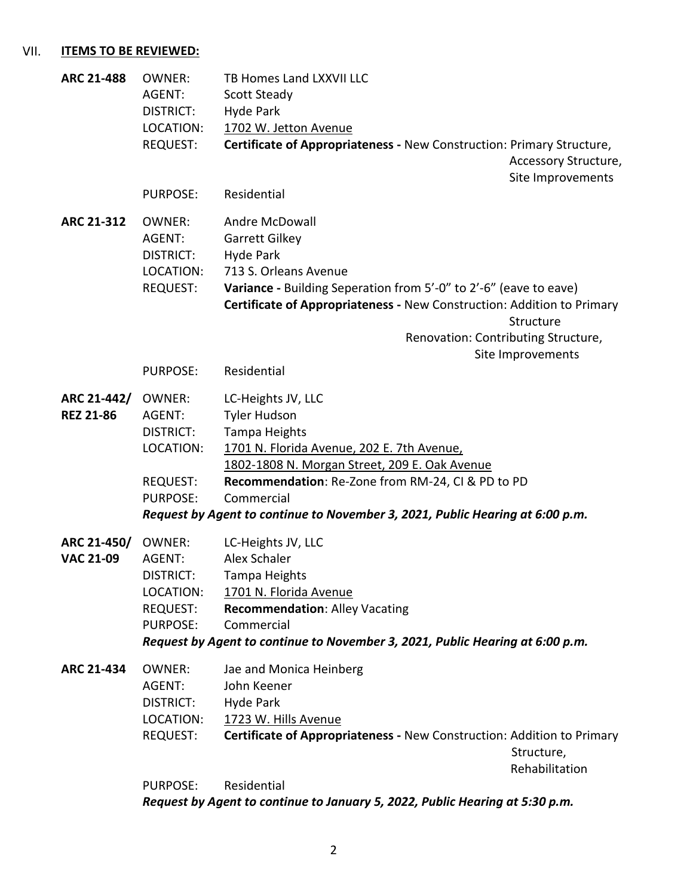## VII. ITEMS TO BE REVIEWED:

**ARC 21-488**
OWNER: TB Homes Land LXXVII LLC
AGENT: Scott Steady
DISTRICT: Hyde Park
LOCATION: 1702 W. Jetton Avenue
REQUEST: **Certificate of Appropriateness -** New Construction: Primary Structure, Accessory Structure, Site Improvements
PURPOSE: Residential

**ARC 21-312**
OWNER: Andre McDowall
AGENT: Garrett Gilkey
DISTRICT: Hyde Park
LOCATION: 713 S. Orleans Avenue
REQUEST: **Variance -** Building Seperation from 5'-0" to 2'-6" (eave to eave)
**Certificate of Appropriateness -** New Construction: Addition to Primary Structure
Renovation: Contributing Structure, Site Improvements
PURPOSE: Residential

**ARC 21-442/ REZ 21-86**
OWNER: LC-Heights JV, LLC
AGENT: Tyler Hudson
DISTRICT: Tampa Heights
LOCATION: 1701 N. Florida Avenue, 202 E. 7th Avenue, 1802-1808 N. Morgan Street, 209 E. Oak Avenue
REQUEST: **Recommendation**: Re-Zone from RM-24, CI & PD to PD
PURPOSE: Commercial
***Request by Agent to continue to November 3, 2021, Public Hearing at 6:00 p.m.***

**ARC 21-450/ VAC 21-09**
OWNER: LC-Heights JV, LLC
AGENT: Alex Schaler
DISTRICT: Tampa Heights
LOCATION: 1701 N. Florida Avenue
REQUEST: **Recommendation**: Alley Vacating
PURPOSE: Commercial
***Request by Agent to continue to November 3, 2021, Public Hearing at 6:00 p.m.***

**ARC 21-434**
OWNER: Jae and Monica Heinberg
AGENT: John Keener
DISTRICT: Hyde Park
LOCATION: 1723 W. Hills Avenue
REQUEST: **Certificate of Appropriateness -** New Construction: Addition to Primary Structure, Rehabilitation
PURPOSE: Residential
***Request by Agent to continue to January 5, 2022, Public Hearing at 5:30 p.m.***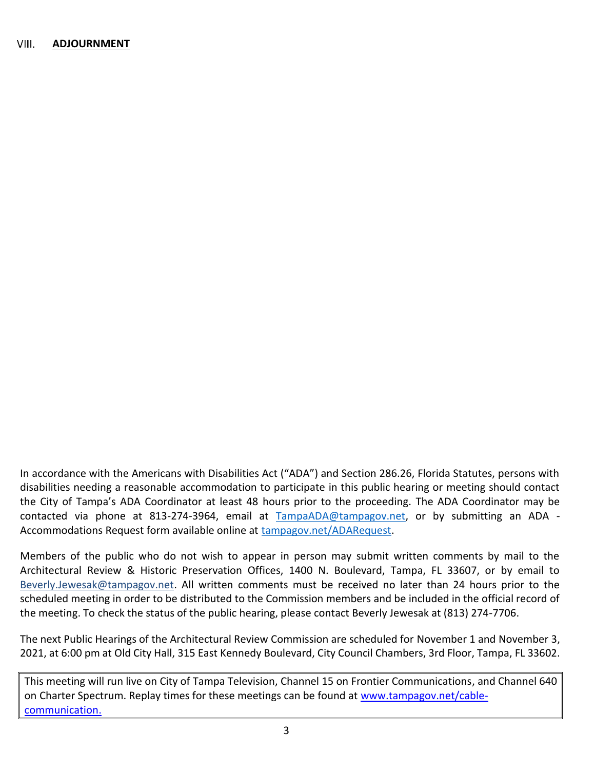## VIII. **ADJOURNMENT**

In accordance with the Americans with Disabilities Act ("ADA") and Section 286.26, Florida Statutes, persons with disabilities needing a reasonable accommodation to participate in this public hearing or meeting should contact the City of Tampa's ADA Coordinator at least 48 hours prior to the proceeding. The ADA Coordinator may be contacted via phone at 813-274-3964, email at [TampaADA@tampagov.net](mailto:TampaADA@tampagov.net), or by submitting an ADA - Accommodations Request form available online at [tampagov.net/ADARequest](tampagov.net/ADARequest).

Members of the public who do not wish to appear in person may submit written comments by mail to the Architectural Review & Historic Preservation Offices, 1400 N. Boulevard, Tampa, FL 33607, or by email to [Beverly.Jewesak@tampagov.net](mailto:Beverly.Jewesak@tampagov.net). All written comments must be received no later than 24 hours prior to the scheduled meeting in order to be distributed to the Commission members and be included in the official record of the meeting. To check the status of the public hearing, please contact Beverly Jewesak at (813) 274-7706.

The next Public Hearings of the Architectural Review Commission are scheduled for November 1 and November 3, 2021, at 6:00 pm at Old City Hall, 315 East Kennedy Boulevard, City Council Chambers, 3rd Floor, Tampa, FL 33602.

This meeting will run live on City of Tampa Television, Channel 15 on Frontier Communications, and Channel 640 on Charter Spectrum. Replay times for these meetings can be found at [www.tampagov.net/cable-communication.](www.tampagov.net/cable-communication)